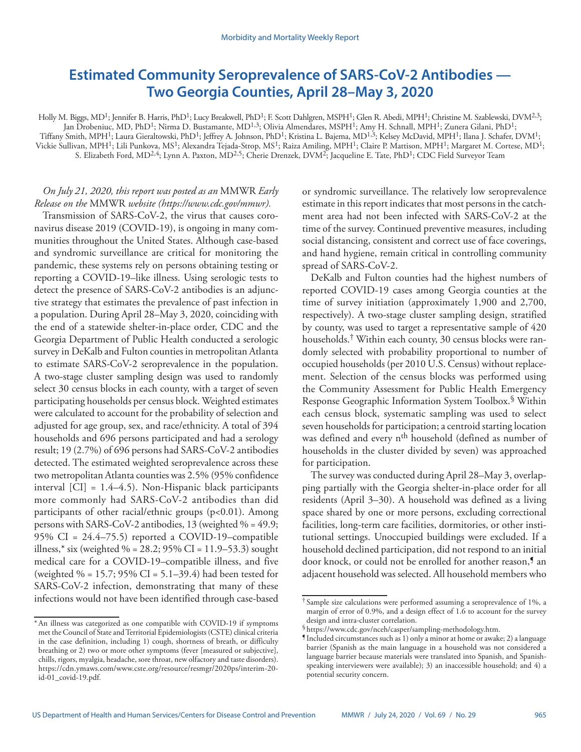# Estimated Community Seroprevalence of SARS-CoV-2 Antibodies — Two Georgia Counties, April 28–May 3, 2020

Holly M. Biggs, MD[1]; Jennifer B. Harris, PhD[1]; Lucy Breakwell, PhD[1]; F. Scott Dahlgren, MSPH[1]; Glen R. Abedi, MPH[1]; Christine M. Szablewski, DVM[2,3]; Jan Drobeniuc, MD, PhD[1]; Nirma D. Bustamante, MD[1,3]; Olivia Almendares, MSPH[1]; Amy H. Schnall, MPH[1]; Zunera Gilani, PhD[1]; Tiffany Smith, MPH[1]; Laura Gieraltowski, PhD[1]; Jeffrey A. Johnson, PhD[1]; Kristina L. Bajema, MD[1,3]; Kelsey McDavid, MPH[1]; Ilana J. Schafer, DVM[1]; Vickie Sullivan, MPH[1]; Lili Punkova, MS[1]; Alexandra Tejada-Strop, MS[1]; Raiza Amiling, MPH[1]; Claire P. Mattison, MPH[1]; Margaret M. Cortese, MD[1]; S. Elizabeth Ford, MD[2,4]; Lynn A. Paxton, MD[2,5]; Cherie Drenzek, DVM[2]; Jacqueline E. Tate, PhD[1]; CDC Field Surveyor Team

*On July 21, 2020, this report was posted as an* MMWR *Early Release on the* MMWR *website (https://www.cdc.gov/mmwr).*

Transmission of SARS-CoV-2, the virus that causes coronavirus disease 2019 (COVID-19), is ongoing in many communities throughout the United States. Although case-based and syndromic surveillance are critical for monitoring the pandemic, these systems rely on persons obtaining testing or reporting a COVID-19–like illness. Using serologic tests to detect the presence of SARS-CoV-2 antibodies is an adjunctive strategy that estimates the prevalence of past infection in a population. During April 28–May 3, 2020, coinciding with the end of a statewide shelter-in-place order, CDC and the Georgia Department of Public Health conducted a serologic survey in DeKalb and Fulton counties in metropolitan Atlanta to estimate SARS-CoV-2 seroprevalence in the population. A two-stage cluster sampling design was used to randomly select 30 census blocks in each county, with a target of seven participating households per census block. Weighted estimates were calculated to account for the probability of selection and adjusted for age group, sex, and race/ethnicity. A total of 394 households and 696 persons participated and had a serology result; 19 (2.7%) of 696 persons had SARS-CoV-2 antibodies detected. The estimated weighted seroprevalence across these two metropolitan Atlanta counties was 2.5% (95% confidence interval [CI] = 1.4–4.5). Non-Hispanic black participants more commonly had SARS-CoV-2 antibodies than did participants of other racial/ethnic groups (p<0.01). Among persons with SARS-CoV-2 antibodies, 13 (weighted % = 49.9; 95% CI = 24.4–75.5) reported a COVID-19–compatible illness,* six (weighted % = 28.2; 95% CI = 11.9–53.3) sought medical care for a COVID-19–compatible illness, and five (weighted % = 15.7; 95% CI = 5.1–39.4) had been tested for SARS-CoV-2 infection, demonstrating that many of these infections would not have been identified through case-based or syndromic surveillance. The relatively low seroprevalence estimate in this report indicates that most persons in the catchment area had not been infected with SARS-CoV-2 at the time of the survey. Continued preventive measures, including social distancing, consistent and correct use of face coverings, and hand hygiene, remain critical in controlling community spread of SARS-CoV-2.

DeKalb and Fulton counties had the highest numbers of reported COVID-19 cases among Georgia counties at the time of survey initiation (approximately 1,900 and 2,700, respectively). A two-stage cluster sampling design, stratified by county, was used to target a representative sample of 420 households.† Within each county, 30 census blocks were randomly selected with probability proportional to number of occupied households (per 2010 U.S. Census) without replacement. Selection of the census blocks was performed using the Community Assessment for Public Health Emergency Response Geographic Information System Toolbox.§ Within each census block, systematic sampling was used to select seven households for participation; a centroid starting location was defined and every n[th] household (defined as number of households in the cluster divided by seven) was approached for participation.

The survey was conducted during April 28–May 3, overlapping partially with the Georgia shelter-in-place order for all residents (April 3–30). A household was defined as a living space shared by one or more persons, excluding correctional facilities, long-term care facilities, dormitories, or other institutional settings. Unoccupied buildings were excluded. If a household declined participation, did not respond to an initial door knock, or could not be enrolled for another reason,¶ an adjacent household was selected. All household members who

---

\* An illness was categorized as one compatible with COVID-19 if symptoms met the Council of State and Territorial Epidemiologists (CSTE) clinical criteria in the case definition, including 1) cough, shortness of breath, or difficulty breathing or 2) two or more other symptoms (fever [measured or subjective], chills, rigors, myalgia, headache, sore throat, new olfactory and taste disorders). https://cdn.ymaws.com/www.cste.org/resource/resmgr/2020ps/interim-20-id-01_covid-19.pdf.

† Sample size calculations were performed assuming a seroprevalence of 1%, a margin of error of 0.9%, and a design effect of 1.6 to account for the survey design and intra-cluster correlation.

§ https://www.cdc.gov/nceh/casper/sampling-methodology.htm.

¶ Included circumstances such as 1) only a minor at home or awake; 2) a language barrier (Spanish as the main language in a household was not considered a language barrier because materials were translated into Spanish, and Spanish-speaking interviewers were available); 3) an inaccessible household; and 4) a potential security concern.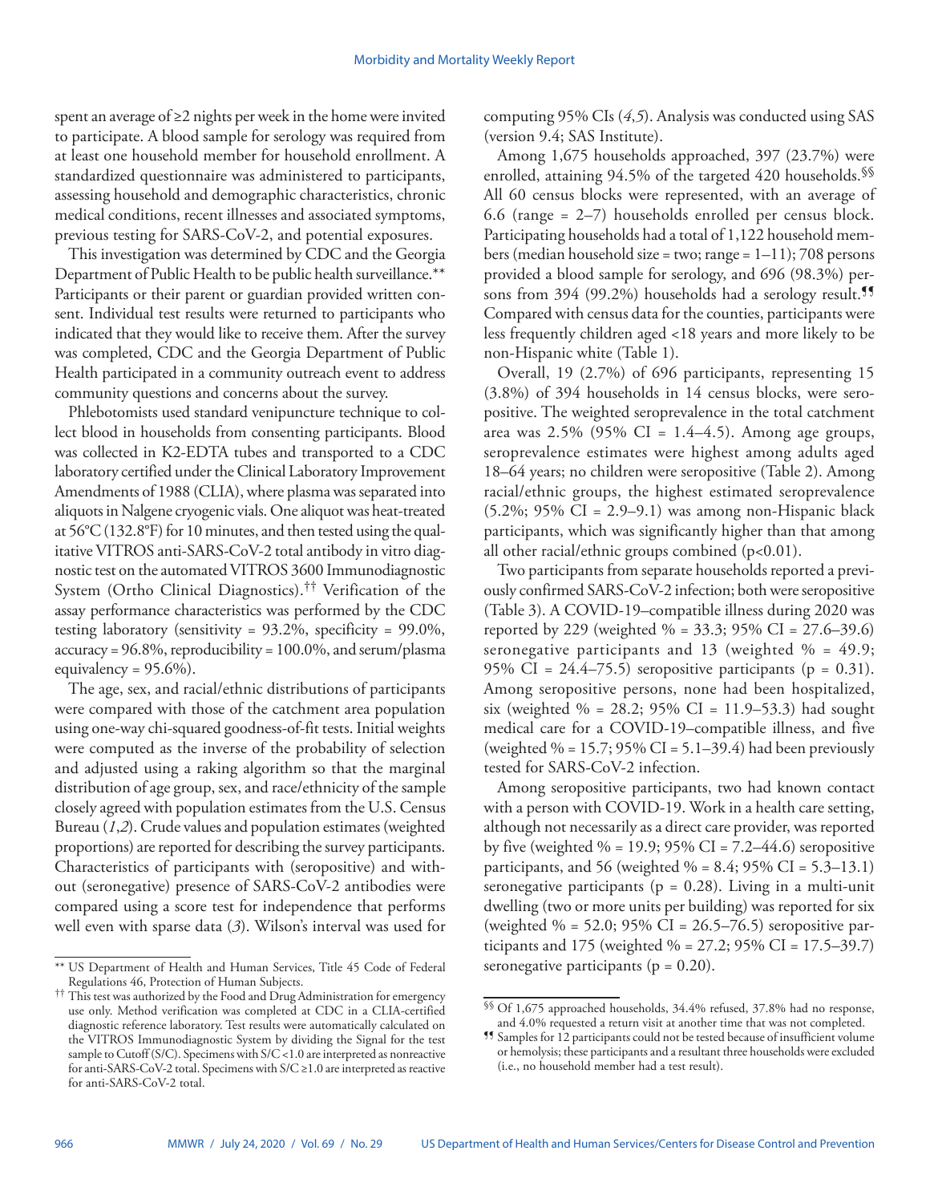spent an average of ≥2 nights per week in the home were invited to participate. A blood sample for serology was required from at least one household member for household enrollment. A standardized questionnaire was administered to participants, assessing household and demographic characteristics, chronic medical conditions, recent illnesses and associated symptoms, previous testing for SARS-CoV-2, and potential exposures.

This investigation was determined by CDC and the Georgia Department of Public Health to be public health surveillance.** Participants or their parent or guardian provided written consent. Individual test results were returned to participants who indicated that they would like to receive them. After the survey was completed, CDC and the Georgia Department of Public Health participated in a community outreach event to address community questions and concerns about the survey.

Phlebotomists used standard venipuncture technique to collect blood in households from consenting participants. Blood was collected in K2-EDTA tubes and transported to a CDC laboratory certified under the Clinical Laboratory Improvement Amendments of 1988 (CLIA), where plasma was separated into aliquots in Nalgene cryogenic vials. One aliquot was heat-treated at 56°C (132.8°F) for 10 minutes, and then tested using the qualitative VITROS anti-SARS-CoV-2 total antibody in vitro diagnostic test on the automated VITROS 3600 Immunodiagnostic System (Ortho Clinical Diagnostics).†† Verification of the assay performance characteristics was performed by the CDC testing laboratory (sensitivity = 93.2%, specificity = 99.0%, accuracy = 96.8%, reproducibility = 100.0%, and serum/plasma equivalency = 95.6%).

The age, sex, and racial/ethnic distributions of participants were compared with those of the catchment area population using one-way chi-squared goodness-of-fit tests. Initial weights were computed as the inverse of the probability of selection and adjusted using a raking algorithm so that the marginal distribution of age group, sex, and race/ethnicity of the sample closely agreed with population estimates from the U.S. Census Bureau (*1*,*2*). Crude values and population estimates (weighted proportions) are reported for describing the survey participants. Characteristics of participants with (seropositive) and without (seronegative) presence of SARS-CoV-2 antibodies were compared using a score test for independence that performs well even with sparse data (*3*). Wilson's interval was used for computing 95% CIs (*4*,*5*). Analysis was conducted using SAS (version 9.4; SAS Institute).

Among 1,675 households approached, 397 (23.7%) were enrolled, attaining 94.5% of the targeted 420 households.§§ All 60 census blocks were represented, with an average of 6.6 (range = 2–7) households enrolled per census block. Participating households had a total of 1,122 household members (median household size = two; range = 1–11); 708 persons provided a blood sample for serology, and 696 (98.3%) persons from 394 (99.2%) households had a serology result.¶¶ Compared with census data for the counties, participants were less frequently children aged <18 years and more likely to be non-Hispanic white (Table 1).

Overall, 19 (2.7%) of 696 participants, representing 15 (3.8%) of 394 households in 14 census blocks, were seropositive. The weighted seroprevalence in the total catchment area was 2.5% (95% CI = 1.4–4.5). Among age groups, seroprevalence estimates were highest among adults aged 18–64 years; no children were seropositive (Table 2). Among racial/ethnic groups, the highest estimated seroprevalence (5.2%; 95% CI = 2.9–9.1) was among non-Hispanic black participants, which was significantly higher than that among all other racial/ethnic groups combined ($p<0.01$).

Two participants from separate households reported a previously confirmed SARS-CoV-2 infection; both were seropositive (Table 3). A COVID-19–compatible illness during 2020 was reported by 229 (weighted % = 33.3; 95% CI = 27.6–39.6) seronegative participants and 13 (weighted % = 49.9; 95% CI = 24.4–75.5) seropositive participants ($p = 0.31$). Among seropositive persons, none had been hospitalized, six (weighted % = 28.2; 95% CI = 11.9–53.3) had sought medical care for a COVID-19–compatible illness, and five (weighted % = 15.7; 95% CI = 5.1–39.4) had been previously tested for SARS-CoV-2 infection.

Among seropositive participants, two had known contact with a person with COVID-19. Work in a health care setting, although not necessarily as a direct care provider, was reported by five (weighted % = 19.9; 95% CI = 7.2–44.6) seropositive participants, and 56 (weighted % = 8.4; 95% CI = 5.3–13.1) seronegative participants ($p = 0.28$). Living in a multi-unit dwelling (two or more units per building) was reported for six (weighted % = 52.0; 95% CI = 26.5–76.5) seropositive participants and 175 (weighted % = 27.2; 95% CI = 17.5–39.7) seronegative participants ($p = 0.20$).

---

** US Department of Health and Human Services, Title 45 Code of Federal Regulations 46, Protection of Human Subjects.

†† This test was authorized by the Food and Drug Administration for emergency use only. Method verification was completed at CDC in a CLIA-certified diagnostic reference laboratory. Test results were automatically calculated on the VITROS Immunodiagnostic System by dividing the Signal for the test sample to Cutoff (S/C). Specimens with S/C <1.0 are interpreted as nonreactive for anti-SARS-CoV-2 total. Specimens with S/C ≥1.0 are interpreted as reactive for anti-SARS-CoV-2 total.

§§ Of 1,675 approached households, 34.4% refused, 37.8% had no response, and 4.0% requested a return visit at another time that was not completed.

¶¶ Samples for 12 participants could not be tested because of insufficient volume or hemolysis; these participants and a resultant three households were excluded (i.e., no household member had a test result).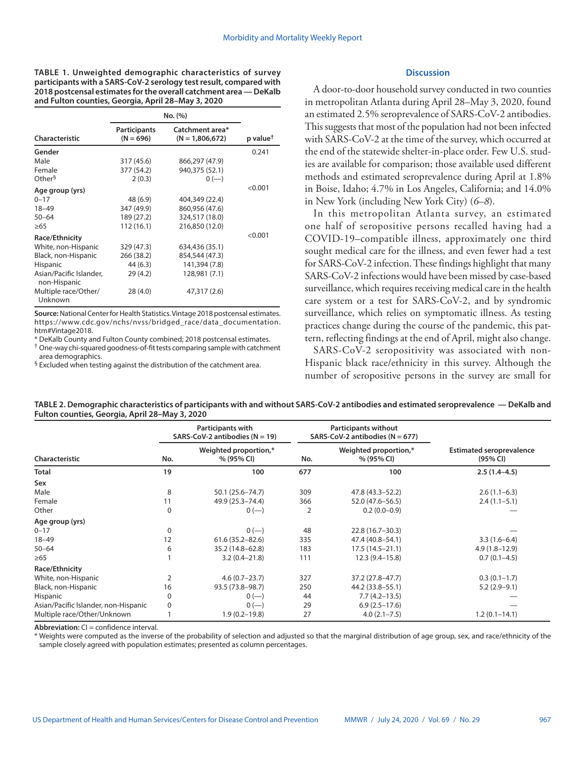**TABLE 1. Unweighted demographic characteristics of survey participants with a SARS-CoV-2 serology test result, compared with 2018 postcensal estimates for the overall catchment area — DeKalb and Fulton counties, Georgia, April 28–May 3, 2020**

| | No. (%) | | |
|---|---|---|---|
| Characteristic | Participants (N = 696) | Catchment area* (N = 1,806,672) | p value† |
| **Gender** | | | 0.241 |
| Male | 317 (45.6) | 866,297 (47.9) | |
| Female | 377 (54.2) | 940,375 (52.1) | |
| Other§ | 2 (0.3) | 0 (—) | |
| **Age group (yrs)** | | | <0.001 |
| 0–17 | 48 (6.9) | 404,349 (22.4) | |
| 18–49 | 347 (49.9) | 860,956 (47.6) | |
| 50–64 | 189 (27.2) | 324,517 (18.0) | |
| ≥65 | 112 (16.1) | 216,850 (12.0) | |
| **Race/Ethnicity** | | | <0.001 |
| White, non-Hispanic | 329 (47.3) | 634,436 (35.1) | |
| Black, non-Hispanic | 266 (38.2) | 854,544 (47.3) | |
| Hispanic | 44 (6.3) | 141,394 (7.8) | |
| Asian/Pacific Islander, non-Hispanic | 29 (4.2) | 128,981 (7.1) | |
| Multiple race/Other/ Unknown | 28 (4.0) | 47,317 (2.6) | |

**Source:** National Center for Health Statistics. Vintage 2018 postcensal estimates. https://www.cdc.gov/nchs/nvss/bridged_race/data_documentation.htm#Vintage2018.

* DeKalb County and Fulton County combined; 2018 postcensal estimates.

† One-way chi-squared goodness-of-fit tests comparing sample with catchment area demographics.

§ Excluded when testing against the distribution of the catchment area.

## Discussion

A door-to-door household survey conducted in two counties in metropolitan Atlanta during April 28–May 3, 2020, found an estimated 2.5% seroprevalence of SARS-CoV-2 antibodies. This suggests that most of the population had not been infected with SARS-CoV-2 at the time of the survey, which occurred at the end of the statewide shelter-in-place order. Few U.S. studies are available for comparison; those available used different methods and estimated seroprevalence during April at 1.8% in Boise, Idaho; 4.7% in Los Angeles, California; and 14.0% in New York (including New York City) (*6*–*8*).

In this metropolitan Atlanta survey, an estimated one half of seropositive persons recalled having had a COVID-19–compatible illness, approximately one third sought medical care for the illness, and even fewer had a test for SARS-CoV-2 infection. These findings highlight that many SARS-CoV-2 infections would have been missed by case-based surveillance, which requires receiving medical care in the health care system or a test for SARS-CoV-2, and by syndromic surveillance, which relies on symptomatic illness. As testing practices change during the course of the pandemic, this pattern, reflecting findings at the end of April, might also change.

SARS-CoV-2 seropositivity was associated with non-Hispanic black race/ethnicity in this survey. Although the number of seropositive persons in the survey are small for

**TABLE 2. Demographic characteristics of participants with and without SARS-CoV-2 antibodies and estimated seroprevalence — DeKalb and Fulton counties, Georgia, April 28–May 3, 2020**

| | Participants with SARS-CoV-2 antibodies (N = 19) | | Participants without SARS-CoV-2 antibodies (N = 677) | | |
|---|---|---|---|---|---|
| Characteristic | No. | Weighted proportion,* % (95% CI) | No. | Weighted proportion,* % (95% CI) | Estimated seroprevalence (95% CI) |
| **Total** | **19** | **100** | **677** | **100** | **2.5 (1.4–4.5)** |
| **Sex** | | | | | |
| Male | 8 | 50.1 (25.6–74.7) | 309 | 47.8 (43.3–52.2) | 2.6 (1.1–6.3) |
| Female | 11 | 49.9 (25.3–74.4) | 366 | 52.0 (47.6–56.5) | 2.4 (1.1–5.1) |
| Other | 0 | 0 (—) | 2 | 0.2 (0.0–0.9) | — |
| **Age group (yrs)** | | | | | |
| 0–17 | 0 | 0 (—) | 48 | 22.8 (16.7–30.3) | — |
| 18–49 | 12 | 61.6 (35.2–82.6) | 335 | 47.4 (40.8–54.1) | 3.3 (1.6–6.4) |
| 50–64 | 6 | 35.2 (14.8–62.8) | 183 | 17.5 (14.5–21.1) | 4.9 (1.8–12.9) |
| ≥65 | 1 | 3.2 (0.4–21.8) | 111 | 12.3 (9.4–15.8) | 0.7 (0.1–4.5) |
| **Race/Ethnicity** | | | | | |
| White, non-Hispanic | 2 | 4.6 (0.7–23.7) | 327 | 37.2 (27.8–47.7) | 0.3 (0.1–1.7) |
| Black, non-Hispanic | 16 | 93.5 (73.8–98.7) | 250 | 44.2 (33.8–55.1) | 5.2 (2.9–9.1) |
| Hispanic | 0 | 0 (—) | 44 | 7.7 (4.2–13.5) | — |
| Asian/Pacific Islander, non-Hispanic | 0 | 0 (—) | 29 | 6.9 (2.5–17.6) | — |
| Multiple race/Other/Unknown | 1 | 1.9 (0.2–19.8) | 27 | 4.0 (2.1–7.5) | 1.2 (0.1–14.1) |

**Abbreviation:** CI = confidence interval.

* Weights were computed as the inverse of the probability of selection and adjusted so that the marginal distribution of age group, sex, and race/ethnicity of the sample closely agreed with population estimates; presented as column percentages.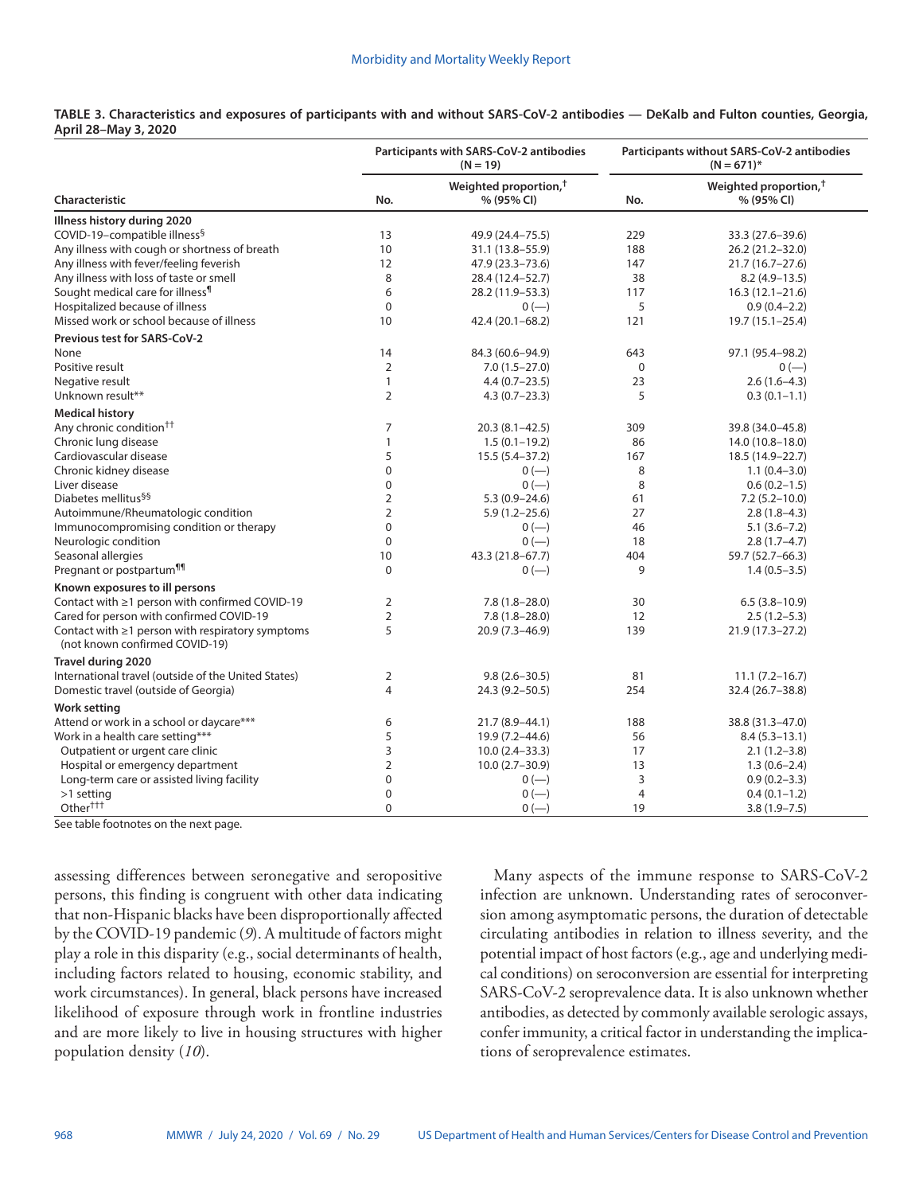**TABLE 3. Characteristics and exposures of participants with and without SARS-CoV-2 antibodies — DeKalb and Fulton counties, Georgia, April 28–May 3, 2020**

| Characteristic | Participants with SARS-CoV-2 antibodies (N = 19) | | Participants without SARS-CoV-2 antibodies (N = 671)* | |
|---|---|---|---|---|
| | No. | Weighted proportion,[†] % (95% CI) | No. | Weighted proportion,[†] % (95% CI) |
| **Illness history during 2020** | | | | |
| COVID-19–compatible illness[§] | 13 | 49.9 (24.4–75.5) | 229 | 33.3 (27.6–39.6) |
| Any illness with cough or shortness of breath | 10 | 31.1 (13.8–55.9) | 188 | 26.2 (21.2–32.0) |
| Any illness with fever/feeling feverish | 12 | 47.9 (23.3–73.6) | 147 | 21.7 (16.7–27.6) |
| Any illness with loss of taste or smell | 8 | 28.4 (12.4–52.7) | 38 | 8.2 (4.9–13.5) |
| Sought medical care for illness[¶] | 6 | 28.2 (11.9–53.3) | 117 | 16.3 (12.1–21.6) |
| Hospitalized because of illness | 0 | 0 (—) | 5 | 0.9 (0.4–2.2) |
| Missed work or school because of illness | 10 | 42.4 (20.1–68.2) | 121 | 19.7 (15.1–25.4) |
| **Previous test for SARS-CoV-2** | | | | |
| None | 14 | 84.3 (60.6–94.9) | 643 | 97.1 (95.4–98.2) |
| Positive result | 2 | 7.0 (1.5–27.0) | 0 | 0 (—) |
| Negative result | 1 | 4.4 (0.7–23.5) | 23 | 2.6 (1.6–4.3) |
| Unknown result** | 2 | 4.3 (0.7–23.3) | 5 | 0.3 (0.1–1.1) |
| **Medical history** | | | | |
| Any chronic condition[††] | 7 | 20.3 (8.1–42.5) | 309 | 39.8 (34.0–45.8) |
| Chronic lung disease | 1 | 1.5 (0.1–19.2) | 86 | 14.0 (10.8–18.0) |
| Cardiovascular disease | 5 | 15.5 (5.4–37.2) | 167 | 18.5 (14.9–22.7) |
| Chronic kidney disease | 0 | 0 (—) | 8 | 1.1 (0.4–3.0) |
| Liver disease | 0 | 0 (—) | 8 | 0.6 (0.2–1.5) |
| Diabetes mellitus[§§] | 2 | 5.3 (0.9–24.6) | 61 | 7.2 (5.2–10.0) |
| Autoimmune/Rheumatologic condition | 2 | 5.9 (1.2–25.6) | 27 | 2.8 (1.8–4.3) |
| Immunocompromising condition or therapy | 0 | 0 (—) | 46 | 5.1 (3.6–7.2) |
| Neurologic condition | 0 | 0 (—) | 18 | 2.8 (1.7–4.7) |
| Seasonal allergies | 10 | 43.3 (21.8–67.7) | 404 | 59.7 (52.7–66.3) |
| Pregnant or postpartum[¶¶] | 0 | 0 (—) | 9 | 1.4 (0.5–3.5) |
| **Known exposures to ill persons** | | | | |
| Contact with ≥1 person with confirmed COVID-19 | 2 | 7.8 (1.8–28.0) | 30 | 6.5 (3.8–10.9) |
| Cared for person with confirmed COVID-19 | 2 | 7.8 (1.8–28.0) | 12 | 2.5 (1.2–5.3) |
| Contact with ≥1 person with respiratory symptoms (not known confirmed COVID-19) | 5 | 20.9 (7.3–46.9) | 139 | 21.9 (17.3–27.2) |
| **Travel during 2020** | | | | |
| International travel (outside of the United States) | 2 | 9.8 (2.6–30.5) | 81 | 11.1 (7.2–16.7) |
| Domestic travel (outside of Georgia) | 4 | 24.3 (9.2–50.5) | 254 | 32.4 (26.7–38.8) |
| **Work setting** | | | | |
| Attend or work in a school or daycare*** | 6 | 21.7 (8.9–44.1) | 188 | 38.8 (31.3–47.0) |
| Work in a health care setting*** | 5 | 19.9 (7.2–44.6) | 56 | 8.4 (5.3–13.1) |
| Outpatient or urgent care clinic | 3 | 10.0 (2.4–33.3) | 17 | 2.1 (1.2–3.8) |
| Hospital or emergency department | 2 | 10.0 (2.7–30.9) | 13 | 1.3 (0.6–2.4) |
| Long-term care or assisted living facility | 0 | 0 (—) | 3 | 0.9 (0.2–3.3) |
| >1 setting | 0 | 0 (—) | 4 | 0.4 (0.1–1.2) |
| Other[†††] | 0 | 0 (—) | 19 | 3.8 (1.9–7.5) |

See table footnotes on the next page.

assessing differences between seronegative and seropositive persons, this finding is congruent with other data indicating that non-Hispanic blacks have been disproportionally affected by the COVID-19 pandemic (*9*). A multitude of factors might play a role in this disparity (e.g., social determinants of health, including factors related to housing, economic stability, and work circumstances). In general, black persons have increased likelihood of exposure through work in frontline industries and are more likely to live in housing structures with higher population density (*10*).

Many aspects of the immune response to SARS-CoV-2 infection are unknown. Understanding rates of seroconversion among asymptomatic persons, the duration of detectable circulating antibodies in relation to illness severity, and the potential impact of host factors (e.g., age and underlying medical conditions) on seroconversion are essential for interpreting SARS-CoV-2 seroprevalence data. It is also unknown whether antibodies, as detected by commonly available serologic assays, confer immunity, a critical factor in understanding the implications of seroprevalence estimates.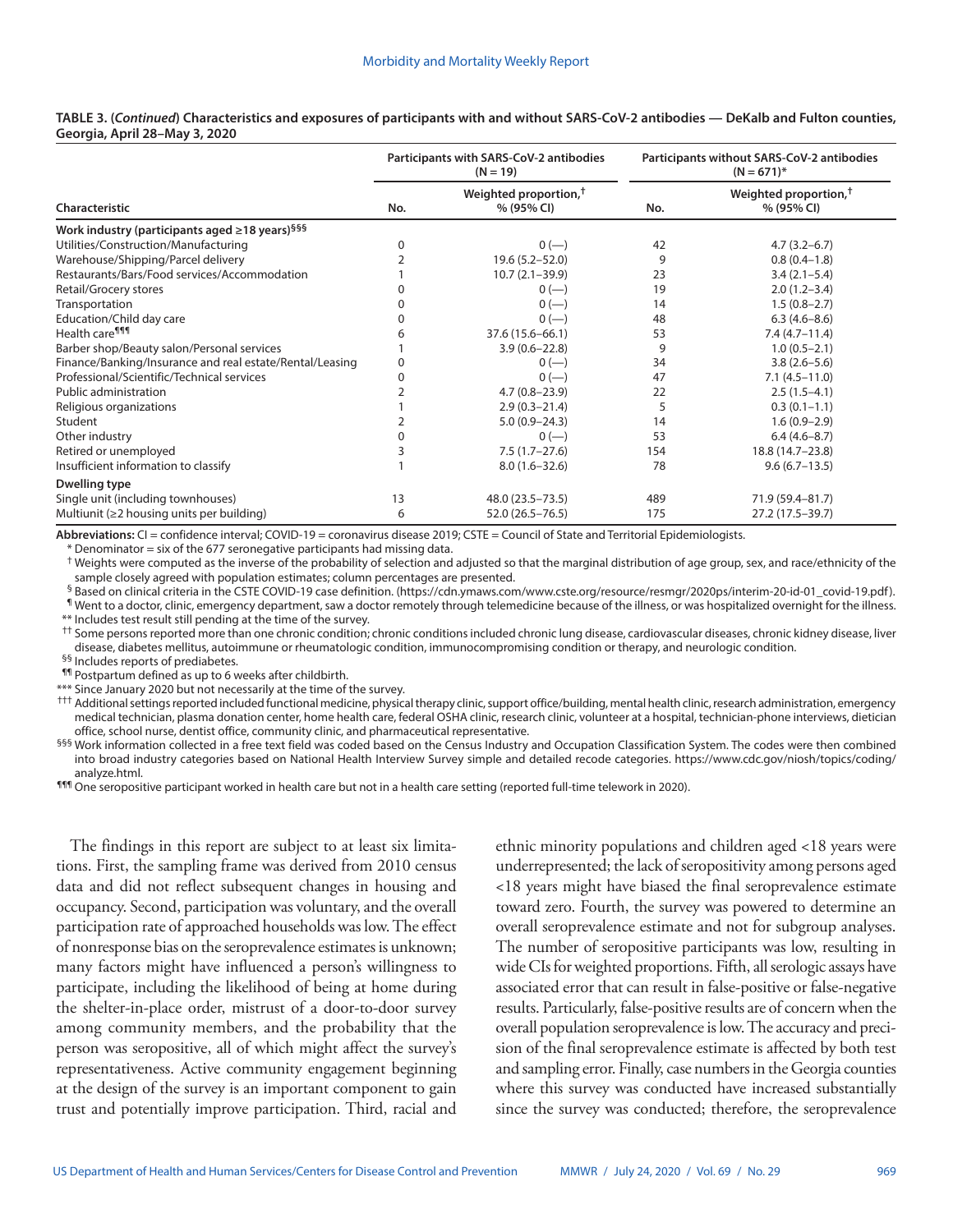**TABLE 3. (*Continued*) Characteristics and exposures of participants with and without SARS-CoV-2 antibodies — DeKalb and Fulton counties, Georgia, April 28–May 3, 2020**

| Characteristic | Participants with SARS-CoV-2 antibodies (N = 19) | | Participants without SARS-CoV-2 antibodies (N = 671)* | |
|---|---|---|---|---|
| | No. | Weighted proportion,† % (95% CI) | No. | Weighted proportion,† % (95% CI) |
| **Work industry (participants aged ≥18 years)§§§** | | | | |
| Utilities/Construction/Manufacturing | 0 | 0 (—) | 42 | 4.7 (3.2–6.7) |
| Warehouse/Shipping/Parcel delivery | 2 | 19.6 (5.2–52.0) | 9 | 0.8 (0.4–1.8) |
| Restaurants/Bars/Food services/Accommodation | 1 | 10.7 (2.1–39.9) | 23 | 3.4 (2.1–5.4) |
| Retail/Grocery stores | 0 | 0 (—) | 19 | 2.0 (1.2–3.4) |
| Transportation | 0 | 0 (—) | 14 | 1.5 (0.8–2.7) |
| Education/Child day care | 0 | 0 (—) | 48 | 6.3 (4.6–8.6) |
| Health care¶¶¶ | 6 | 37.6 (15.6–66.1) | 53 | 7.4 (4.7–11.4) |
| Barber shop/Beauty salon/Personal services | 1 | 3.9 (0.6–22.8) | 9 | 1.0 (0.5–2.1) |
| Finance/Banking/Insurance and real estate/Rental/Leasing | 0 | 0 (—) | 34 | 3.8 (2.6–5.6) |
| Professional/Scientific/Technical services | 0 | 0 (—) | 47 | 7.1 (4.5–11.0) |
| Public administration | 2 | 4.7 (0.8–23.9) | 22 | 2.5 (1.5–4.1) |
| Religious organizations | 1 | 2.9 (0.3–21.4) | 5 | 0.3 (0.1–1.1) |
| Student | 2 | 5.0 (0.9–24.3) | 14 | 1.6 (0.9–2.9) |
| Other industry | 0 | 0 (—) | 53 | 6.4 (4.6–8.7) |
| Retired or unemployed | 3 | 7.5 (1.7–27.6) | 154 | 18.8 (14.7–23.8) |
| Insufficient information to classify | 1 | 8.0 (1.6–32.6) | 78 | 9.6 (6.7–13.5) |
| **Dwelling type** | | | | |
| Single unit (including townhouses) | 13 | 48.0 (23.5–73.5) | 489 | 71.9 (59.4–81.7) |
| Multiunit (≥2 housing units per building) | 6 | 52.0 (26.5–76.5) | 175 | 27.2 (17.5–39.7) |

**Abbreviations:** CI = confidence interval; COVID-19 = coronavirus disease 2019; CSTE = Council of State and Territorial Epidemiologists.

\* Denominator = six of the 677 seronegative participants had missing data.

† Weights were computed as the inverse of the probability of selection and adjusted so that the marginal distribution of age group, sex, and race/ethnicity of the sample closely agreed with population estimates; column percentages are presented.

§ Based on clinical criteria in the CSTE COVID-19 case definition. (https://cdn.ymaws.com/www.cste.org/resource/resmgr/2020ps/interim-20-id-01_covid-19.pdf).

¶ Went to a doctor, clinic, emergency department, saw a doctor remotely through telemedicine because of the illness, or was hospitalized overnight for the illness.

** Includes test result still pending at the time of the survey.

†† Some persons reported more than one chronic condition; chronic conditions included chronic lung disease, cardiovascular diseases, chronic kidney disease, liver disease, diabetes mellitus, autoimmune or rheumatologic condition, immunocompromising condition or therapy, and neurologic condition.

§§ Includes reports of prediabetes.

¶¶ Postpartum defined as up to 6 weeks after childbirth.

*** Since January 2020 but not necessarily at the time of the survey.

††† Additional settings reported included functional medicine, physical therapy clinic, support office/building, mental health clinic, research administration, emergency medical technician, plasma donation center, home health care, federal OSHA clinic, research clinic, volunteer at a hospital, technician-phone interviews, dietician office, school nurse, dentist office, community clinic, and pharmaceutical representative.

§§§ Work information collected in a free text field was coded based on the Census Industry and Occupation Classification System. The codes were then combined into broad industry categories based on National Health Interview Survey simple and detailed recode categories. https://www.cdc.gov/niosh/topics/coding/analyze.html.

¶¶¶ One seropositive participant worked in health care but not in a health care setting (reported full-time telework in 2020).

The findings in this report are subject to at least six limitations. First, the sampling frame was derived from 2010 census data and did not reflect subsequent changes in housing and occupancy. Second, participation was voluntary, and the overall participation rate of approached households was low. The effect of nonresponse bias on the seroprevalence estimates is unknown; many factors might have influenced a person's willingness to participate, including the likelihood of being at home during the shelter-in-place order, mistrust of a door-to-door survey among community members, and the probability that the person was seropositive, all of which might affect the survey's representativeness. Active community engagement beginning at the design of the survey is an important component to gain trust and potentially improve participation. Third, racial and ethnic minority populations and children aged <18 years were underrepresented; the lack of seropositivity among persons aged <18 years might have biased the final seroprevalence estimate toward zero. Fourth, the survey was powered to determine an overall seroprevalence estimate and not for subgroup analyses. The number of seropositive participants was low, resulting in wide CIs for weighted proportions. Fifth, all serologic assays have associated error that can result in false-positive or false-negative results. Particularly, false-positive results are of concern when the overall population seroprevalence is low. The accuracy and precision of the final seroprevalence estimate is affected by both test and sampling error. Finally, case numbers in the Georgia counties where this survey was conducted have increased substantially since the survey was conducted; therefore, the seroprevalence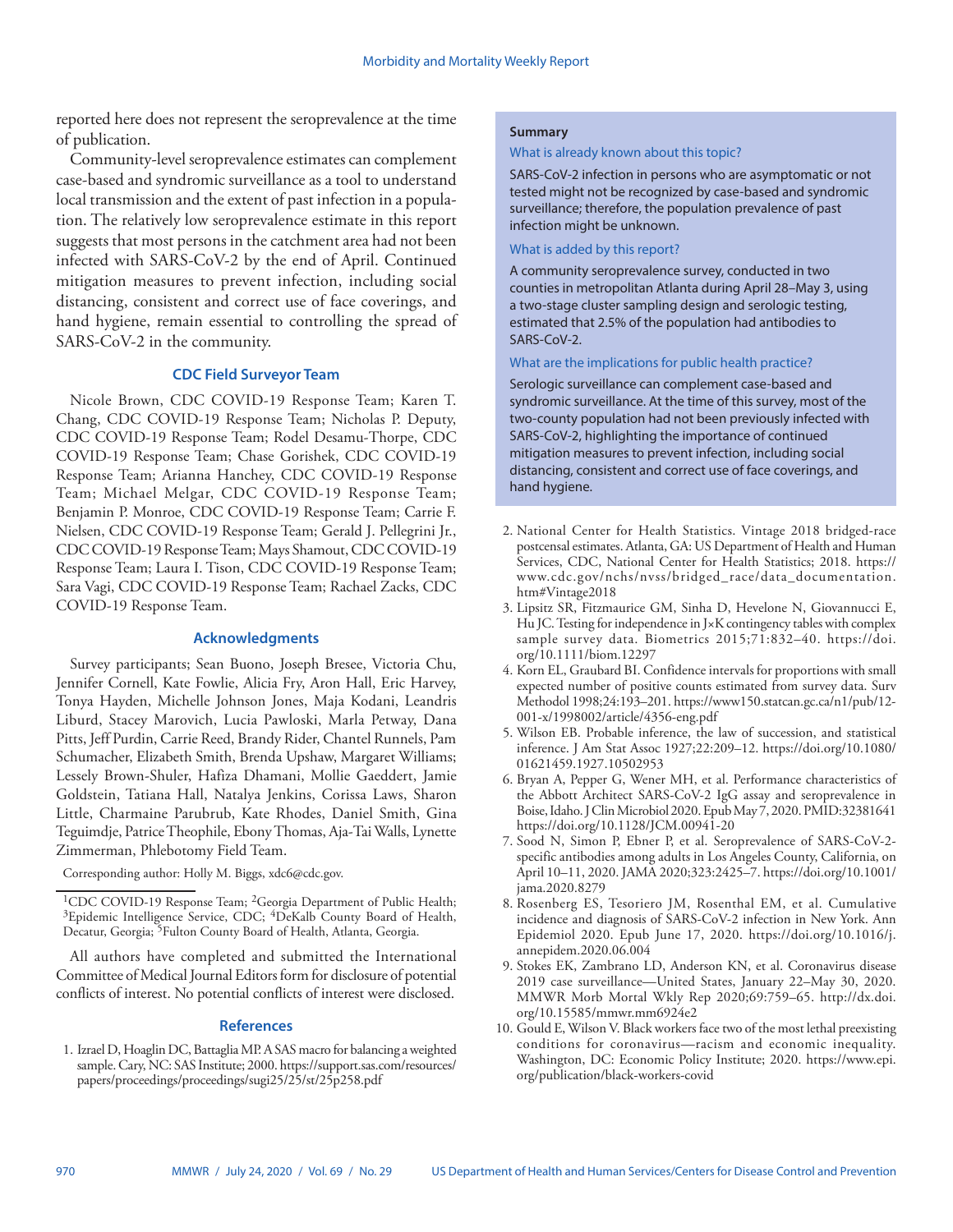reported here does not represent the seroprevalence at the time of publication.

Community-level seroprevalence estimates can complement case-based and syndromic surveillance as a tool to understand local transmission and the extent of past infection in a population. The relatively low seroprevalence estimate in this report suggests that most persons in the catchment area had not been infected with SARS-CoV-2 by the end of April. Continued mitigation measures to prevent infection, including social distancing, consistent and correct use of face coverings, and hand hygiene, remain essential to controlling the spread of SARS-CoV-2 in the community.

### CDC Field Surveyor Team

Nicole Brown, CDC COVID-19 Response Team; Karen T. Chang, CDC COVID-19 Response Team; Nicholas P. Deputy, CDC COVID-19 Response Team; Rodel Desamu-Thorpe, CDC COVID-19 Response Team; Chase Gorishek, CDC COVID-19 Response Team; Arianna Hanchey, CDC COVID-19 Response Team; Michael Melgar, CDC COVID-19 Response Team; Benjamin P. Monroe, CDC COVID-19 Response Team; Carrie F. Nielsen, CDC COVID-19 Response Team; Gerald J. Pellegrini Jr., CDC COVID-19 Response Team; Mays Shamout, CDC COVID-19 Response Team; Laura I. Tison, CDC COVID-19 Response Team; Sara Vagi, CDC COVID-19 Response Team; Rachael Zacks, CDC COVID-19 Response Team.

### Acknowledgments

Survey participants; Sean Buono, Joseph Bresee, Victoria Chu, Jennifer Cornell, Kate Fowlie, Alicia Fry, Aron Hall, Eric Harvey, Tonya Hayden, Michelle Johnson Jones, Maja Kodani, Leandris Liburd, Stacey Marovich, Lucia Pawloski, Marla Petway, Dana Pitts, Jeff Purdin, Carrie Reed, Brandy Rider, Chantel Runnels, Pam Schumacher, Elizabeth Smith, Brenda Upshaw, Margaret Williams; Lessely Brown-Shuler, Hafiza Dhamani, Mollie Gaeddert, Jamie Goldstein, Tatiana Hall, Natalya Jenkins, Corissa Laws, Sharon Little, Charmaine Parubrub, Kate Rhodes, Daniel Smith, Gina Teguimdje, Patrice Theophile, Ebony Thomas, Aja-Tai Walls, Lynette Zimmerman, Phlebotomy Field Team.

Corresponding author: Holly M. Biggs, xdc6@cdc.gov.

---

[1]CDC COVID-19 Response Team; [2]Georgia Department of Public Health; [3]Epidemic Intelligence Service, CDC; [4]DeKalb County Board of Health, Decatur, Georgia; [5]Fulton County Board of Health, Atlanta, Georgia.

All authors have completed and submitted the International Committee of Medical Journal Editors form for disclosure of potential conflicts of interest. No potential conflicts of interest were disclosed.

### References

1. Izrael D, Hoaglin DC, Battaglia MP. A SAS macro for balancing a weighted sample. Cary, NC: SAS Institute; 2000. https://support.sas.com/resources/papers/proceedings/proceedings/sugi25/25/st/25p258.pdf
2. National Center for Health Statistics. Vintage 2018 bridged-race postcensal estimates. Atlanta, GA: US Department of Health and Human Services, CDC, National Center for Health Statistics; 2018. https://www.cdc.gov/nchs/nvss/bridged_race/data_documentation.htm#Vintage2018
3. Lipsitz SR, Fitzmaurice GM, Sinha D, Hevelone N, Giovannucci E, Hu JC. Testing for independence in J×K contingency tables with complex sample survey data. Biometrics 2015;71:832–40. https://doi.org/10.1111/biom.12297
4. Korn EL, Graubard BI. Confidence intervals for proportions with small expected number of positive counts estimated from survey data. Surv Methodol 1998;24:193–201. https://www150.statcan.gc.ca/n1/pub/12-001-x/1998002/article/4356-eng.pdf
5. Wilson EB. Probable inference, the law of succession, and statistical inference. J Am Stat Assoc 1927;22:209–12. https://doi.org/10.1080/01621459.1927.10502953
6. Bryan A, Pepper G, Wener MH, et al. Performance characteristics of the Abbott Architect SARS-CoV-2 IgG assay and seroprevalence in Boise, Idaho. J Clin Microbiol 2020. Epub May 7, 2020. PMID:32381641 https://doi.org/10.1128/JCM.00941-20
7. Sood N, Simon P, Ebner P, et al. Seroprevalence of SARS-CoV-2-specific antibodies among adults in Los Angeles County, California, on April 10–11, 2020. JAMA 2020;323:2425–7. https://doi.org/10.1001/jama.2020.8279
8. Rosenberg ES, Tesoriero JM, Rosenthal EM, et al. Cumulative incidence and diagnosis of SARS-CoV-2 infection in New York. Ann Epidemiol 2020. Epub June 17, 2020. https://doi.org/10.1016/j.annepidem.2020.06.004
9. Stokes EK, Zambrano LD, Anderson KN, et al. Coronavirus disease 2019 case surveillance—United States, January 22–May 30, 2020. MMWR Morb Mortal Wkly Rep 2020;69:759–65. http://dx.doi.org/10.15585/mmwr.mm6924e2
10. Gould E, Wilson V. Black workers face two of the most lethal preexisting conditions for coronavirus—racism and economic inequality. Washington, DC: Economic Policy Institute; 2020. https://www.epi.org/publication/black-workers-covid

---

**Summary**

**What is already known about this topic?**

SARS-CoV-2 infection in persons who are asymptomatic or not tested might not be recognized by case-based and syndromic surveillance; therefore, the population prevalence of past infection might be unknown.

**What is added by this report?**

A community seroprevalence survey, conducted in two counties in metropolitan Atlanta during April 28–May 3, using a two-stage cluster sampling design and serologic testing, estimated that 2.5% of the population had antibodies to SARS-CoV-2.

**What are the implications for public health practice?**

Serologic surveillance can complement case-based and syndromic surveillance. At the time of this survey, most of the two-county population had not been previously infected with SARS-CoV-2, highlighting the importance of continued mitigation measures to prevent infection, including social distancing, consistent and correct use of face coverings, and hand hygiene.